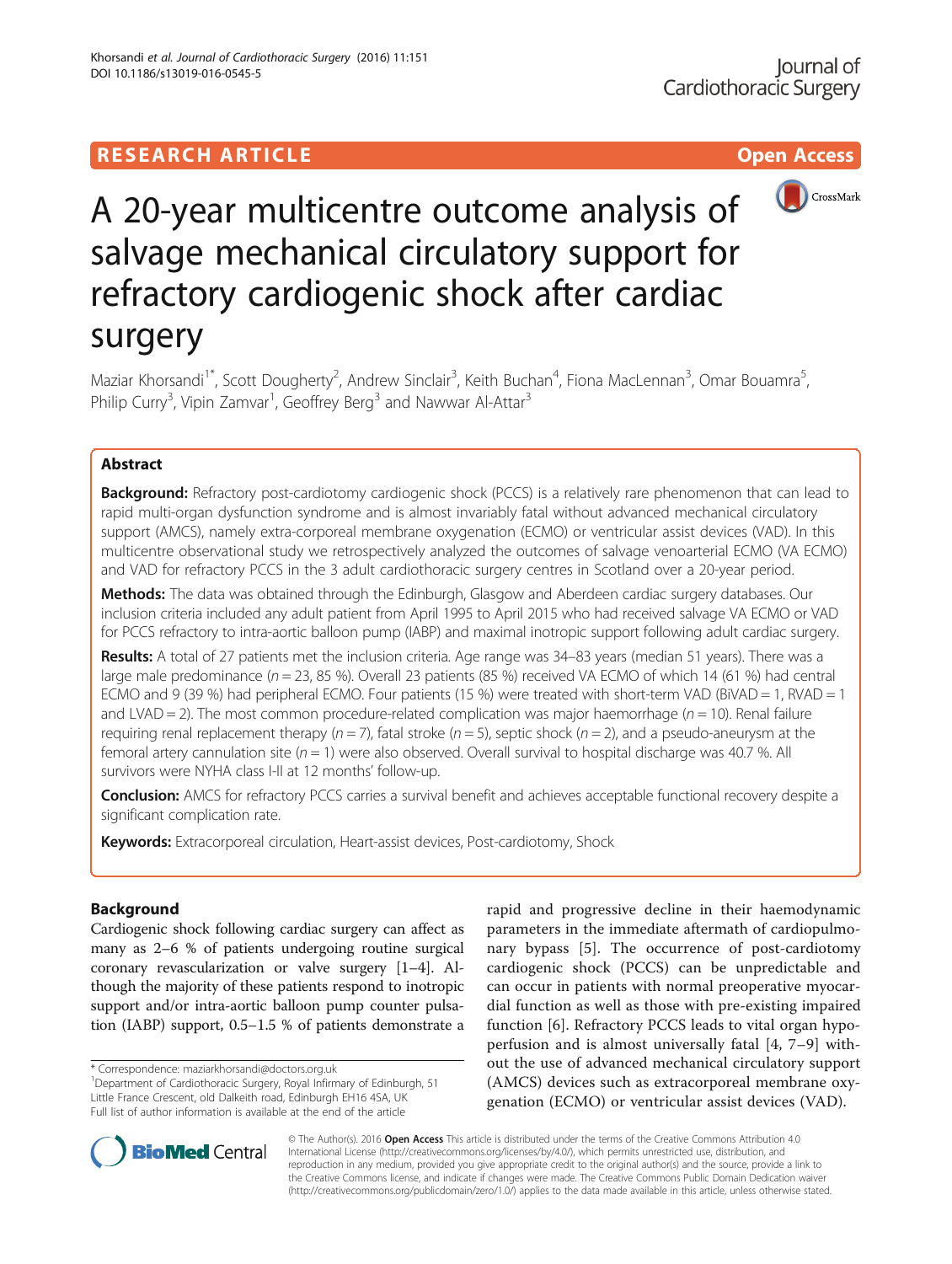RESEARCH ARTICLE Open Access

# A 20-year multicentre outcome analysis of salvage mechanical circulatory support for refractory cardiogenic shock after cardiac surgery

Maziar Khorsandi[1*], Scott Dougherty[2], Andrew Sinclair[3], Keith Buchan[4], Fiona MacLennan[3], Omar Bouamra[5], Philip Curry[3], Vipin Zamvar[1], Geoffrey Berg[3] and Nawwar Al-Attar[3]

## Abstract

**Background:** Refractory post-cardiotomy cardiogenic shock (PCCS) is a relatively rare phenomenon that can lead to rapid multi-organ dysfunction syndrome and is almost invariably fatal without advanced mechanical circulatory support (AMCS), namely extra-corporeal membrane oxygenation (ECMO) or ventricular assist devices (VAD). In this multicentre observational study we retrospectively analyzed the outcomes of salvage venoarterial ECMO (VA ECMO) and VAD for refractory PCCS in the 3 adult cardiothoracic surgery centres in Scotland over a 20-year period.

**Methods:** The data was obtained through the Edinburgh, Glasgow and Aberdeen cardiac surgery databases. Our inclusion criteria included any adult patient from April 1995 to April 2015 who had received salvage VA ECMO or VAD for PCCS refractory to intra-aortic balloon pump (IABP) and maximal inotropic support following adult cardiac surgery.

**Results:** A total of 27 patients met the inclusion criteria. Age range was 34–83 years (median 51 years). There was a large male predominance (*n* = 23, 85 %). Overall 23 patients (85 %) received VA ECMO of which 14 (61 %) had central ECMO and 9 (39 %) had peripheral ECMO. Four patients (15 %) were treated with short-term VAD (BiVAD = 1, RVAD = 1 and LVAD = 2). The most common procedure-related complication was major haemorrhage (*n* = 10). Renal failure requiring renal replacement therapy (*n* = 7), fatal stroke (*n* = 5), septic shock (*n* = 2), and a pseudo-aneurysm at the femoral artery cannulation site (*n* = 1) were also observed. Overall survival to hospital discharge was 40.7 %. All survivors were NYHA class I-II at 12 months' follow-up.

**Conclusion:** AMCS for refractory PCCS carries a survival benefit and achieves acceptable functional recovery despite a significant complication rate.

**Keywords:** Extracorporeal circulation, Heart-assist devices, Post-cardiotomy, Shock

## Background

Cardiogenic shock following cardiac surgery can affect as many as 2–6 % of patients undergoing routine surgical coronary revascularization or valve surgery [1–4]. Although the majority of these patients respond to inotropic support and/or intra-aortic balloon pump counter pulsation (IABP) support, 0.5–1.5 % of patients demonstrate a rapid and progressive decline in their haemodynamic parameters in the immediate aftermath of cardiopulmonary bypass [5]. The occurrence of post-cardiotomy cardiogenic shock (PCCS) can be unpredictable and can occur in patients with normal preoperative myocardial function as well as those with pre-existing impaired function [6]. Refractory PCCS leads to vital organ hypoperfusion and is almost universally fatal [4, 7–9] without the use of advanced mechanical circulatory support (AMCS) devices such as extracorporeal membrane oxygenation (ECMO) or ventricular assist devices (VAD).

* Correspondence: maziarkhorsandi@doctors.org.uk
[1]Department of Cardiothoracic Surgery, Royal Infirmary of Edinburgh, 51 Little France Crescent, old Dalkeith road, Edinburgh EH16 4SA, UK
Full list of author information is available at the end of the article

© The Author(s). 2016 **Open Access** This article is distributed under the terms of the Creative Commons Attribution 4.0 International License (http://creativecommons.org/licenses/by/4.0/), which permits unrestricted use, distribution, and reproduction in any medium, provided you give appropriate credit to the original author(s) and the source, provide a link to the Creative Commons license, and indicate if changes were made. The Creative Commons Public Domain Dedication waiver (http://creativecommons.org/publicdomain/zero/1.0/) applies to the data made available in this article, unless otherwise stated.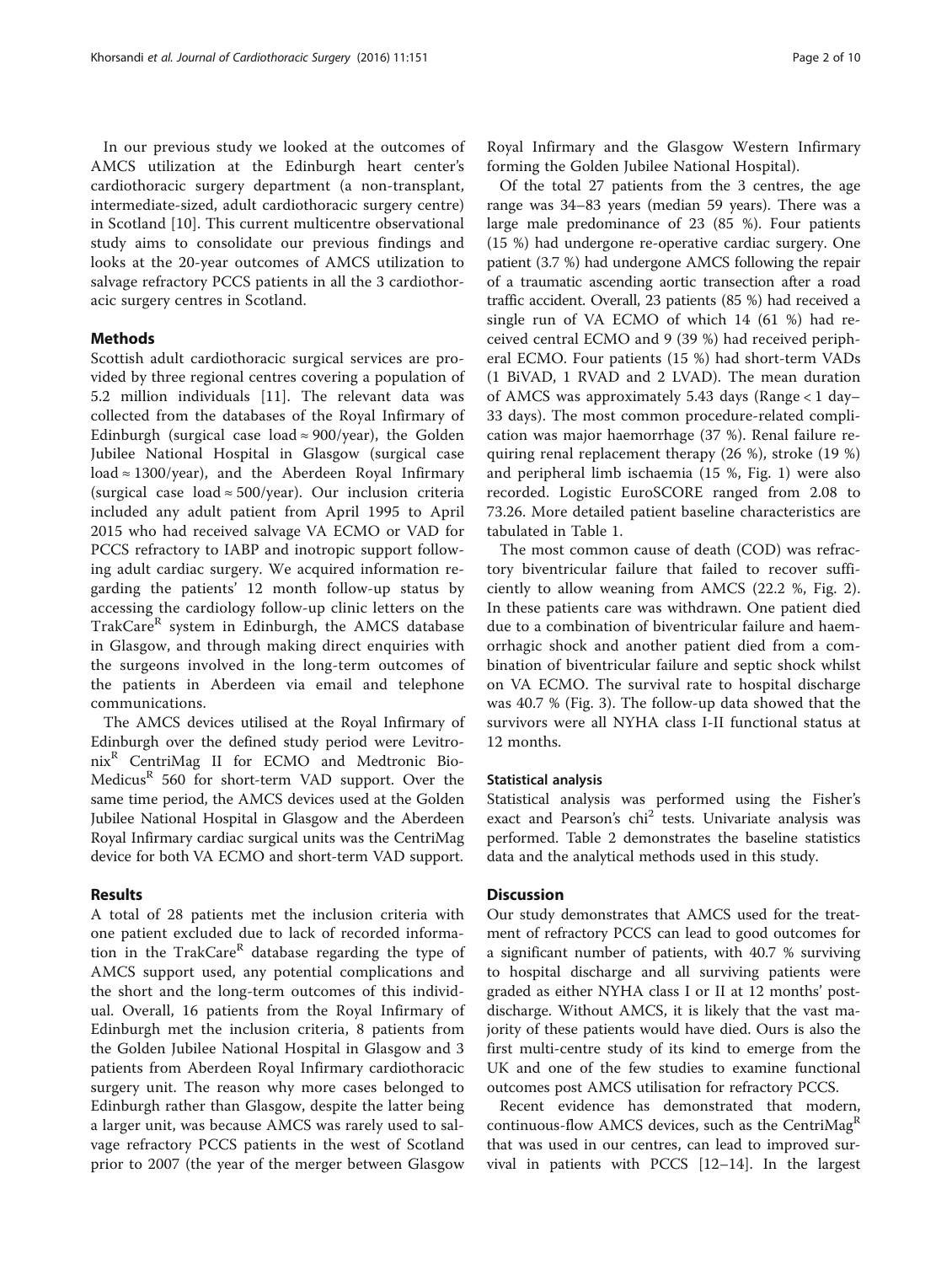In our previous study we looked at the outcomes of AMCS utilization at the Edinburgh heart center's cardiothoracic surgery department (a non-transplant, intermediate-sized, adult cardiothoracic surgery centre) in Scotland [10]. This current multicentre observational study aims to consolidate our previous findings and looks at the 20-year outcomes of AMCS utilization to salvage refractory PCCS patients in all the 3 cardiothoracic surgery centres in Scotland.

## Methods

Scottish adult cardiothoracic surgical services are provided by three regional centres covering a population of 5.2 million individuals [11]. The relevant data was collected from the databases of the Royal Infirmary of Edinburgh (surgical case load ≈ 900/year), the Golden Jubilee National Hospital in Glasgow (surgical case load ≈ 1300/year), and the Aberdeen Royal Infirmary (surgical case load ≈ 500/year). Our inclusion criteria included any adult patient from April 1995 to April 2015 who had received salvage VA ECMO or VAD for PCCS refractory to IABP and inotropic support following adult cardiac surgery. We acquired information regarding the patients' 12 month follow-up status by accessing the cardiology follow-up clinic letters on the TrakCare[R] system in Edinburgh, the AMCS database in Glasgow, and through making direct enquiries with the surgeons involved in the long-term outcomes of the patients in Aberdeen via email and telephone communications.

The AMCS devices utilised at the Royal Infirmary of Edinburgh over the defined study period were Levitronix[R] CentriMag II for ECMO and Medtronic Bio-Medicus[R] 560 for short-term VAD support. Over the same time period, the AMCS devices used at the Golden Jubilee National Hospital in Glasgow and the Aberdeen Royal Infirmary cardiac surgical units was the CentriMag device for both VA ECMO and short-term VAD support.

## Results

A total of 28 patients met the inclusion criteria with one patient excluded due to lack of recorded information in the TrakCare[R] database regarding the type of AMCS support used, any potential complications and the short and the long-term outcomes of this individual. Overall, 16 patients from the Royal Infirmary of Edinburgh met the inclusion criteria, 8 patients from the Golden Jubilee National Hospital in Glasgow and 3 patients from Aberdeen Royal Infirmary cardiothoracic surgery unit. The reason why more cases belonged to Edinburgh rather than Glasgow, despite the latter being a larger unit, was because AMCS was rarely used to salvage refractory PCCS patients in the west of Scotland prior to 2007 (the year of the merger between Glasgow Royal Infirmary and the Glasgow Western Infirmary forming the Golden Jubilee National Hospital).

Of the total 27 patients from the 3 centres, the age range was 34–83 years (median 59 years). There was a large male predominance of 23 (85 %). Four patients (15 %) had undergone re-operative cardiac surgery. One patient (3.7 %) had undergone AMCS following the repair of a traumatic ascending aortic transection after a road traffic accident. Overall, 23 patients (85 %) had received a single run of VA ECMO of which 14 (61 %) had received central ECMO and 9 (39 %) had received peripheral ECMO. Four patients (15 %) had short-term VADs (1 BiVAD, 1 RVAD and 2 LVAD). The mean duration of AMCS was approximately 5.43 days (Range < 1 day–33 days). The most common procedure-related complication was major haemorrhage (37 %). Renal failure requiring renal replacement therapy (26 %), stroke (19 %) and peripheral limb ischaemia (15 %, Fig. 1) were also recorded. Logistic EuroSCORE ranged from 2.08 to 73.26. More detailed patient baseline characteristics are tabulated in Table 1.

The most common cause of death (COD) was refractory biventricular failure that failed to recover sufficiently to allow weaning from AMCS (22.2 %, Fig. 2). In these patients care was withdrawn. One patient died due to a combination of biventricular failure and haemorrhagic shock and another patient died from a combination of biventricular failure and septic shock whilst on VA ECMO. The survival rate to hospital discharge was 40.7 % (Fig. 3). The follow-up data showed that the survivors were all NYHA class I-II functional status at 12 months.

### Statistical analysis

Statistical analysis was performed using the Fisher's exact and Pearson's $\chi^2$ tests. Univariate analysis was performed. Table 2 demonstrates the baseline statistics data and the analytical methods used in this study.

## Discussion

Our study demonstrates that AMCS used for the treatment of refractory PCCS can lead to good outcomes for a significant number of patients, with 40.7 % surviving to hospital discharge and all surviving patients were graded as either NYHA class I or II at 12 months' post-discharge. Without AMCS, it is likely that the vast majority of these patients would have died. Ours is also the first multi-centre study of its kind to emerge from the UK and one of the few studies to examine functional outcomes post AMCS utilisation for refractory PCCS.

Recent evidence has demonstrated that modern, continuous-flow AMCS devices, such as the CentriMag[R] that was used in our centres, can lead to improved survival in patients with PCCS [12–14]. In the largest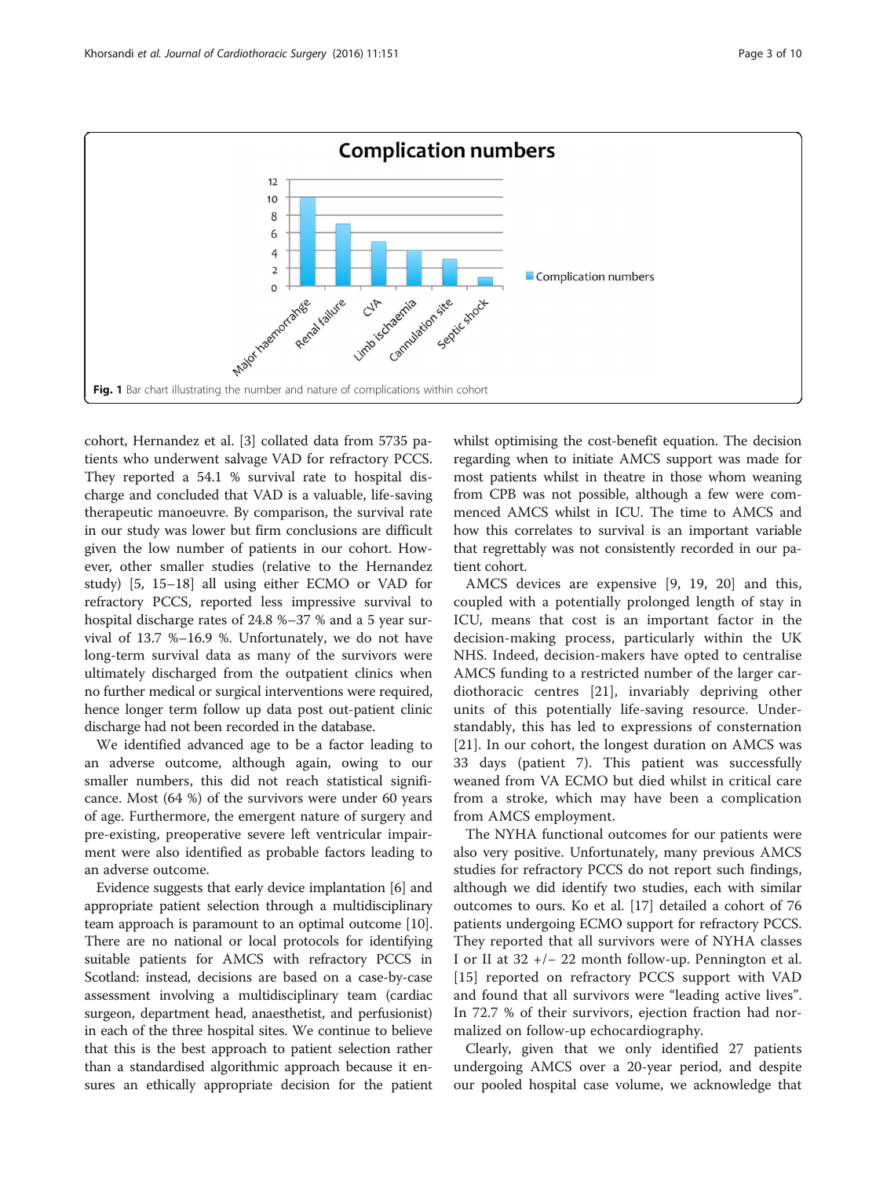Fig. 1 Bar chart illustrating the number and nature of complications within cohort

cohort, Hernandez et al. [3] collated data from 5735 patients who underwent salvage VAD for refractory PCCS. They reported a 54.1 % survival rate to hospital discharge and concluded that VAD is a valuable, life-saving therapeutic manoeuvre. By comparison, the survival rate in our study was lower but firm conclusions are difficult given the low number of patients in our cohort. However, other smaller studies (relative to the Hernandez study) [5, 15–18] all using either ECMO or VAD for refractory PCCS, reported less impressive survival to hospital discharge rates of 24.8 %–37 % and a 5 year survival of 13.7 %–16.9 %. Unfortunately, we do not have long-term survival data as many of the survivors were ultimately discharged from the outpatient clinics when no further medical or surgical interventions were required, hence longer term follow up data post out-patient clinic discharge had not been recorded in the database.

We identified advanced age to be a factor leading to an adverse outcome, although again, owing to our smaller numbers, this did not reach statistical significance. Most (64 %) of the survivors were under 60 years of age. Furthermore, the emergent nature of surgery and pre-existing, preoperative severe left ventricular impairment were also identified as probable factors leading to an adverse outcome.

Evidence suggests that early device implantation [6] and appropriate patient selection through a multidisciplinary team approach is paramount to an optimal outcome [10]. There are no national or local protocols for identifying suitable patients for AMCS with refractory PCCS in Scotland: instead, decisions are based on a case-by-case assessment involving a multidisciplinary team (cardiac surgeon, department head, anaesthetist, and perfusionist) in each of the three hospital sites. We continue to believe that this is the best approach to patient selection rather than a standardised algorithmic approach because it ensures an ethically appropriate decision for the patient whilst optimising the cost-benefit equation. The decision regarding when to initiate AMCS support was made for most patients whilst in theatre in those whom weaning from CPB was not possible, although a few were commenced AMCS whilst in ICU. The time to AMCS and how this correlates to survival is an important variable that regrettably was not consistently recorded in our patient cohort.

AMCS devices are expensive [9, 19, 20] and this, coupled with a potentially prolonged length of stay in ICU, means that cost is an important factor in the decision-making process, particularly within the UK NHS. Indeed, decision-makers have opted to centralise AMCS funding to a restricted number of the larger cardiothoracic centres [21], invariably depriving other units of this potentially life-saving resource. Understandably, this has led to expressions of consternation [21]. In our cohort, the longest duration on AMCS was 33 days (patient 7). This patient was successfully weaned from VA ECMO but died whilst in critical care from a stroke, which may have been a complication from AMCS employment.

The NYHA functional outcomes for our patients were also very positive. Unfortunately, many previous AMCS studies for refractory PCCS do not report such findings, although we did identify two studies, each with similar outcomes to ours. Ko et al. [17] detailed a cohort of 76 patients undergoing ECMO support for refractory PCCS. They reported that all survivors were of NYHA classes I or II at 32 +/− 22 month follow-up. Pennington et al. [15] reported on refractory PCCS support with VAD and found that all survivors were "leading active lives". In 72.7 % of their survivors, ejection fraction had normalized on follow-up echocardiography.

Clearly, given that we only identified 27 patients undergoing AMCS over a 20-year period, and despite our pooled hospital case volume, we acknowledge that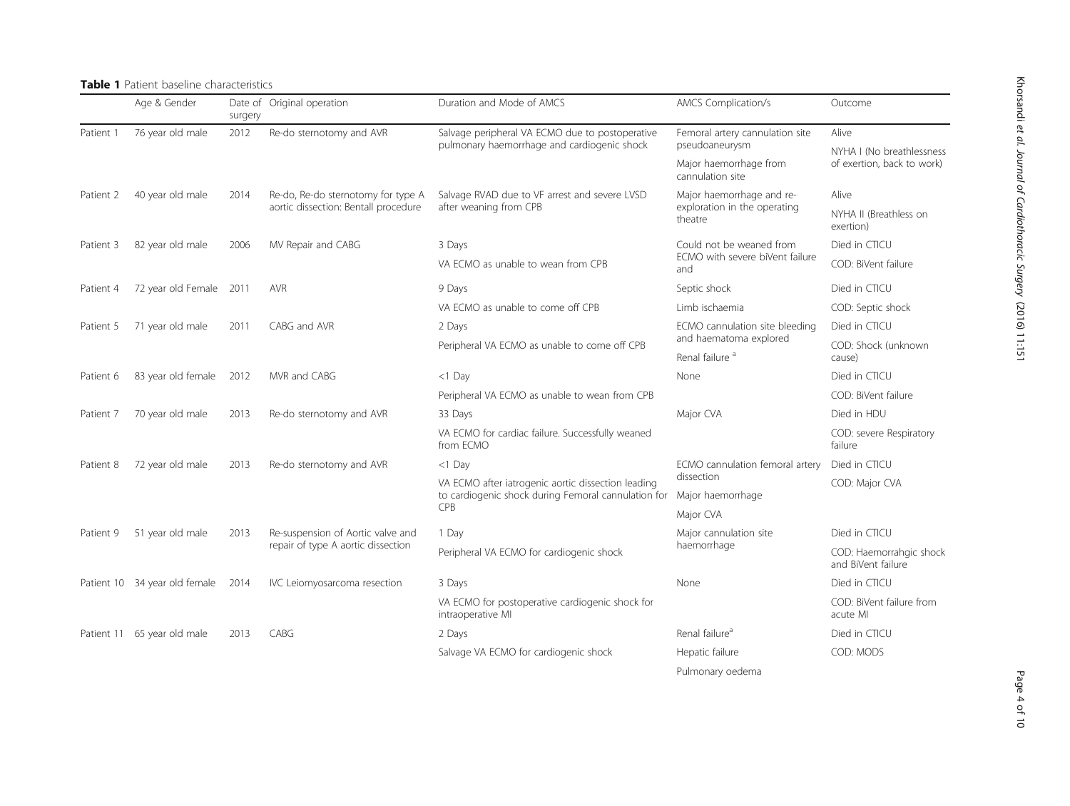**Table 1** Patient baseline characteristics

| | Age & Gender | Date of surgery | Original operation | Duration and Mode of AMCS | AMCS Complication/s | Outcome |
|---|---|---|---|---|---|---|
| Patient 1 | 76 year old male | 2012 | Re-do sternotomy and AVR | Salvage peripheral VA ECMO due to postoperative pulmonary haemorrhage and cardiogenic shock | Femoral artery cannulation site pseudoaneurysm<br>Major haemorrhage from cannulation site | Alive<br>NYHA I (No breathlessness of exertion, back to work) |
| Patient 2 | 40 year old male | 2014 | Re-do, Re-do sternotomy for type A aortic dissection: Bentall procedure | Salvage RVAD due to VF arrest and severe LVSD after weaning from CPB | Major haemorrhage and re-exploration in the operating theatre | Alive<br>NYHA II (Breathless on exertion) |
| Patient 3 | 82 year old male | 2006 | MV Repair and CABG | 3 Days<br>VA ECMO as unable to wean from CPB | Could not be weaned from ECMO with severe biVent failure and | Died in CTICU<br>COD: BiVent failure |
| Patient 4 | 72 year old Female | 2011 | AVR | 9 Days<br>VA ECMO as unable to come off CPB | Septic shock<br>Limb ischaemia | Died in CTICU<br>COD: Septic shock |
| Patient 5 | 71 year old male | 2011 | CABG and AVR | 2 Days<br>Peripheral VA ECMO as unable to come off CPB | ECMO cannulation site bleeding and haematoma explored<br>Renal failure [a] | Died in CTICU<br>COD: Shock (unknown cause) |
| Patient 6 | 83 year old female | 2012 | MVR and CABG | <1 Day<br>Peripheral VA ECMO as unable to wean from CPB | None | Died in CTICU<br>COD: BiVent failure |
| Patient 7 | 70 year old male | 2013 | Re-do sternotomy and AVR | 33 Days<br>VA ECMO for cardiac failure. Successfully weaned from ECMO | Major CVA | Died in HDU<br>COD: severe Respiratory failure |
| Patient 8 | 72 year old male | 2013 | Re-do sternotomy and AVR | <1 Day<br>VA ECMO after iatrogenic aortic dissection leading to cardiogenic shock during Femoral cannulation for CPB | ECMO cannulation femoral artery dissection<br>Major haemorrhage<br>Major CVA | Died in CTICU<br>COD: Major CVA |
| Patient 9 | 51 year old male | 2013 | Re-suspension of Aortic valve and repair of type A aortic dissection | 1 Day<br>Peripheral VA ECMO for cardiogenic shock | Major cannulation site haemorrhage | Died in CTICU<br>COD: Haemorrahgic shock and BiVent failure |
| Patient 10 | 34 year old female | 2014 | IVC Leiomyosarcoma resection | 3 Days<br>VA ECMO for postoperative cardiogenic shock for intraoperative MI | None | Died in CTICU<br>COD: BiVent failure from acute MI |
| Patient 11 | 65 year old male | 2013 | CABG | 2 Days<br>Salvage VA ECMO for cardiogenic shock | Renal failure[a]<br>Hepatic failure<br>Pulmonary oedema | Died in CTICU<br>COD: MODS |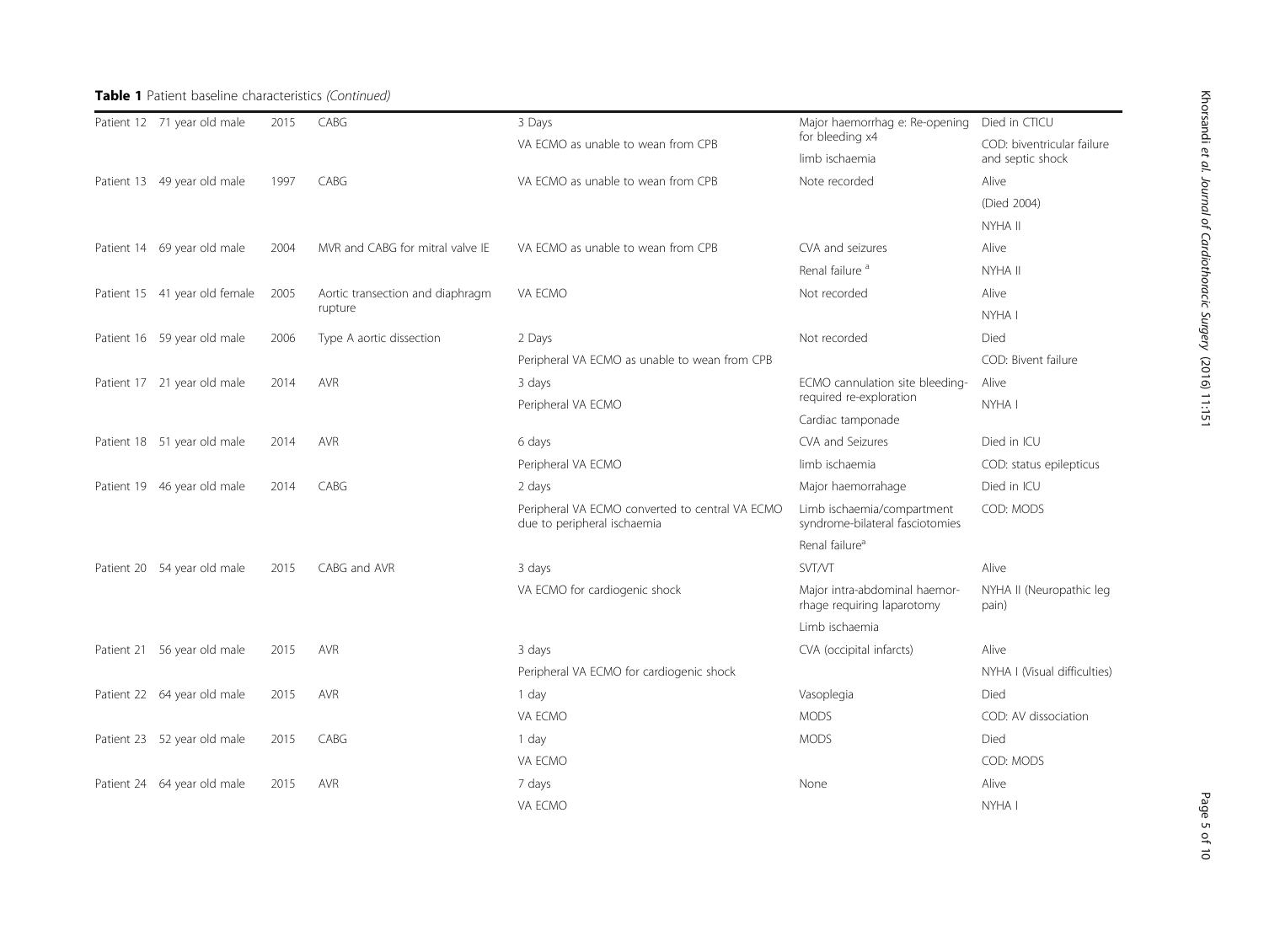**Table 1** Patient baseline characteristics *(Continued)*

| | | | | | | |
|---|---|---|---|---|---|---|
| Patient 12 | 71 year old male | 2015 | CABG | 3 Days<br>VA ECMO as unable to wean from CPB | Major haemorrhag e: Re-opening for bleeding x4<br>limb ischaemia | Died in CTICU<br>COD: biventricular failure and septic shock |
| Patient 13 | 49 year old male | 1997 | CABG | VA ECMO as unable to wean from CPB | Note recorded | Alive<br>(Died 2004)<br>NYHA II |
| Patient 14 | 69 year old male | 2004 | MVR and CABG for mitral valve IE | VA ECMO as unable to wean from CPB | CVA and seizures<br>Renal failure [a] | Alive<br>NYHA II |
| Patient 15 | 41 year old female | 2005 | Aortic transection and diaphragm rupture | VA ECMO | Not recorded | Alive<br>NYHA I |
| Patient 16 | 59 year old male | 2006 | Type A aortic dissection | 2 Days<br>Peripheral VA ECMO as unable to wean from CPB | Not recorded | Died<br>COD: Bivent failure |
| Patient 17 | 21 year old male | 2014 | AVR | 3 days<br>Peripheral VA ECMO | ECMO cannulation site bleeding-required re-exploration<br>Cardiac tamponade | Alive<br>NYHA I |
| Patient 18 | 51 year old male | 2014 | AVR | 6 days<br>Peripheral VA ECMO | CVA and Seizures<br>limb ischaemia | Died in ICU<br>COD: status epilepticus |
| Patient 19 | 46 year old male | 2014 | CABG | 2 days<br>Peripheral VA ECMO converted to central VA ECMO due to peripheral ischaemia | Major haemorrahage<br>Limb ischaemia/compartment syndrome-bilateral fasciotomies<br>Renal failure[a] | Died in ICU<br>COD: MODS |
| Patient 20 | 54 year old male | 2015 | CABG and AVR | 3 days<br>VA ECMO for cardiogenic shock | SVT/VT<br>Major intra-abdominal haemorrhage requiring laparotomy<br>Limb ischaemia | Alive<br>NYHA II (Neuropathic leg pain) |
| Patient 21 | 56 year old male | 2015 | AVR | 3 days<br>Peripheral VA ECMO for cardiogenic shock | CVA (occipital infarcts) | Alive<br>NYHA I (Visual difficulties) |
| Patient 22 | 64 year old male | 2015 | AVR | 1 day<br>VA ECMO | Vasoplegia<br>MODS | Died<br>COD: AV dissociation |
| Patient 23 | 52 year old male | 2015 | CABG | 1 day<br>VA ECMO | MODS | Died<br>COD: MODS |
| Patient 24 | 64 year old male | 2015 | AVR | 7 days<br>VA ECMO | None | Alive<br>NYHA I |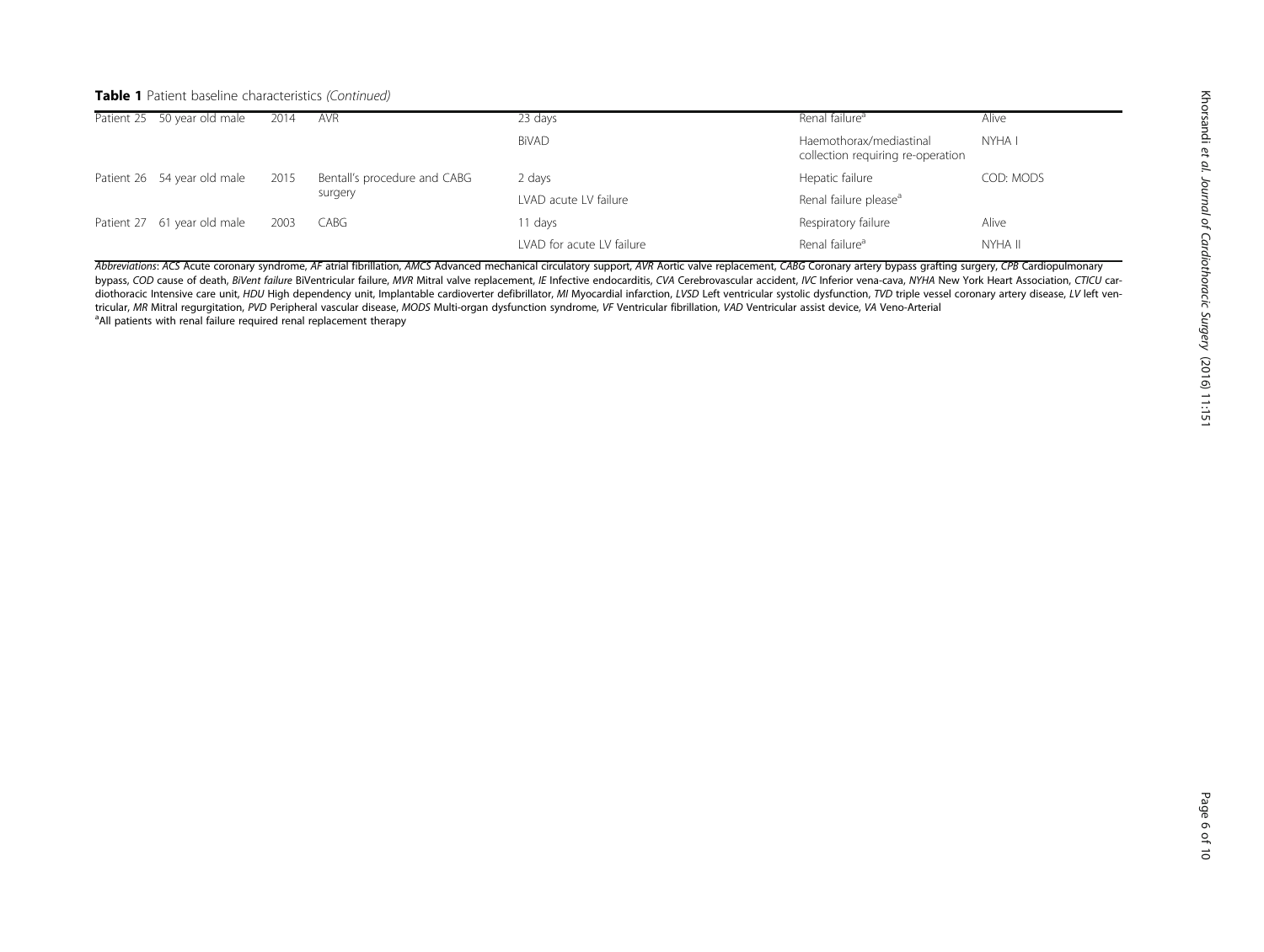**Table 1** Patient baseline characteristics *(Continued)*

| | | | | | | |
|---|---|---|---|---|---|---|
| Patient 25 | 50 year old male | 2014 | AVR | 23 days | Renal failure[a] | Alive |
| | | | | BiVAD | Haemothorax/mediastinal collection requiring re-operation | NYHA I |
| Patient 26 | 54 year old male | 2015 | Bentall's procedure and CABG surgery | 2 days | Hepatic failure | COD: MODS |
| | | | | LVAD acute LV failure | Renal failure please[a] | |
| Patient 27 | 61 year old male | 2003 | CABG | 11 days | Respiratory failure | Alive |
| | | | | LVAD for acute LV failure | Renal failure[a] | NYHA II |

*Abbreviations*: *ACS* Acute coronary syndrome, *AF* atrial fibrillation, *AMCS* Advanced mechanical circulatory support, *AVR* Aortic valve replacement, *CABG* Coronary artery bypass grafting surgery, *CPB* Cardiopulmonary bypass, *COD* cause of death, *BiVent failure* BiVentricular failure, *MVR* Mitral valve replacement, *IE* Infective endocarditis, *CVA* Cerebrovascular accident, *IVC* Inferior vena-cava, *NYHA* New York Heart Association, *CTICU* cardiothoracic Intensive care unit, *HDU* High dependency unit, Implantable cardioverter defibrillator, *MI* Myocardial infarction, *LVSD* Left ventricular systolic dysfunction, *TVD* triple vessel coronary artery disease, *LV* left ventricular, *MR* Mitral regurgitation, *PVD* Peripheral vascular disease, *MODS* Multi-organ dysfunction syndrome, *VF* Ventricular fibrillation, *VAD* Ventricular assist device, *VA* Veno-Arterial

[a]All patients with renal failure required renal replacement therapy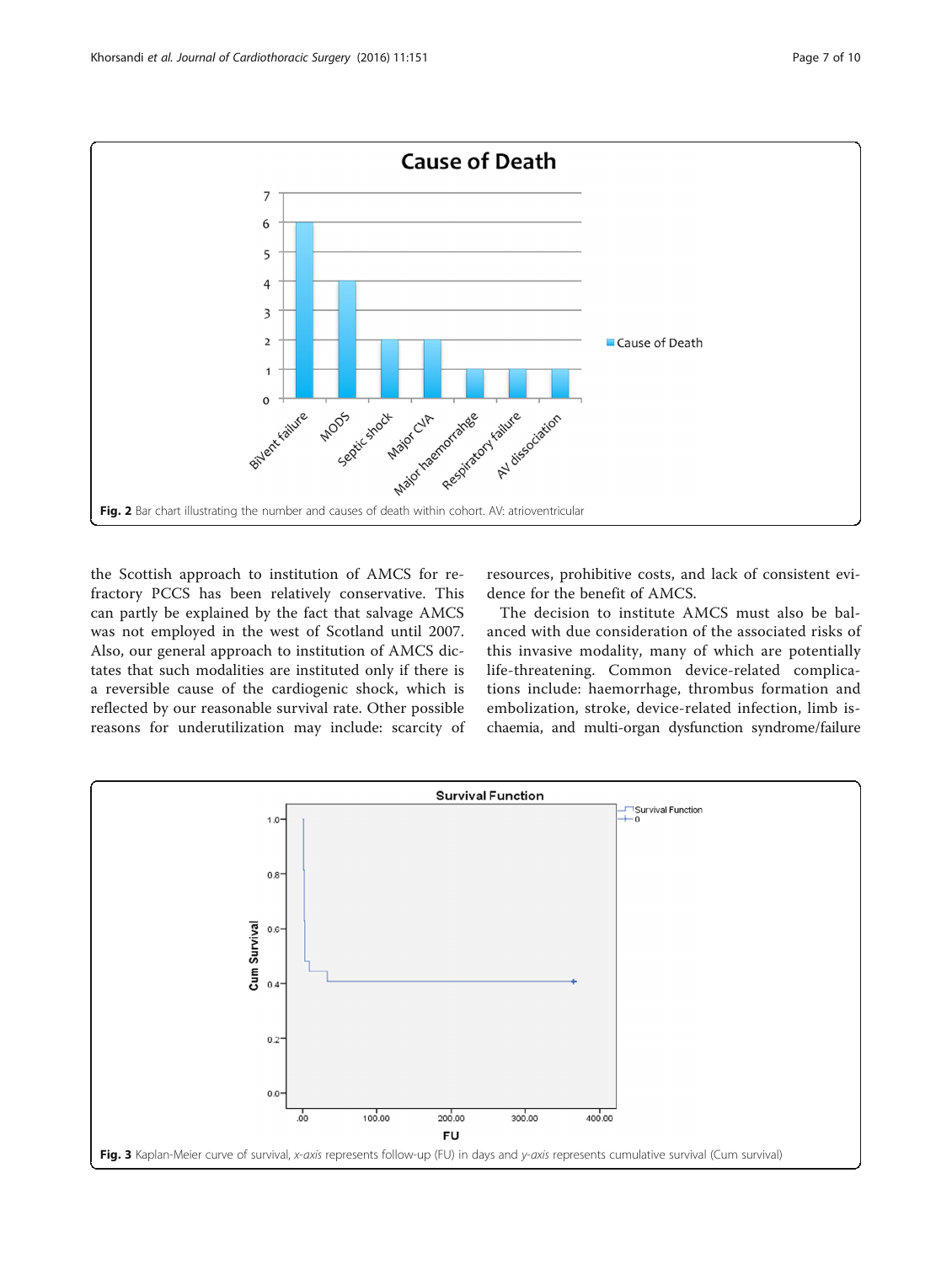Fig. 2 Bar chart illustrating the number and causes of death within cohort. AV: atrioventricular

the Scottish approach to institution of AMCS for refractory PCCS has been relatively conservative. This can partly be explained by the fact that salvage AMCS was not employed in the west of Scotland until 2007. Also, our general approach to institution of AMCS dictates that such modalities are instituted only if there is a reversible cause of the cardiogenic shock, which is reflected by our reasonable survival rate. Other possible reasons for underutilization may include: scarcity of resources, prohibitive costs, and lack of consistent evidence for the benefit of AMCS.

The decision to institute AMCS must also be balanced with due consideration of the associated risks of this invasive modality, many of which are potentially life-threatening. Common device-related complications include: haemorrhage, thrombus formation and embolization, stroke, device-related infection, limb ischaemia, and multi-organ dysfunction syndrome/failure

Fig. 3 Kaplan-Meier curve of survival, *x-axis* represents follow-up (FU) in days and *y-axis* represents cumulative survival (Cum survival)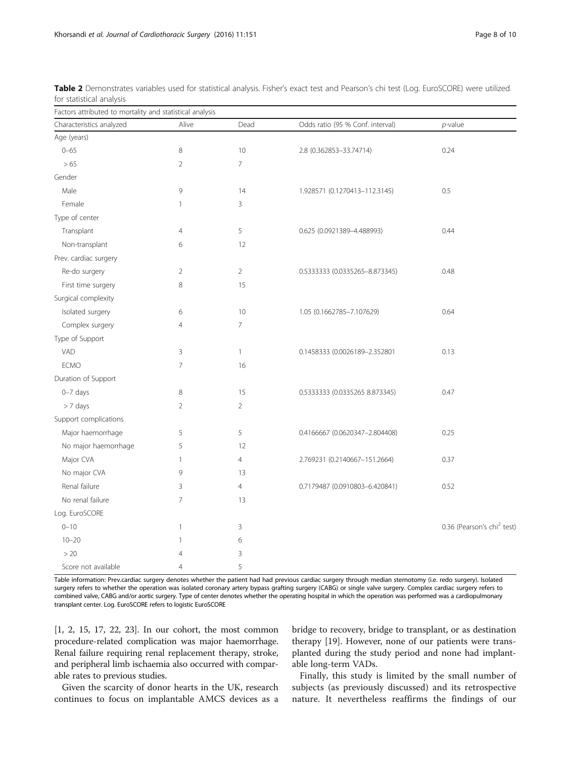**Table 2** Demonstrates variables used for statistical analysis. Fisher's exact test and Pearson's chi test (Log. EuroSCORE) were utilized for statistical analysis

| Factors attributed to mortality and statistical analysis | | | | |
|---|---|---|---|---|
| Characteristics analyzed | Alive | Dead | Odds ratio (95 % Conf. interval) | *p*-value |
| Age (years) | | | | |
| 0–65 | 8 | 10 | 2.8 (0.362853–33.74714) | 0.24 |
| > 65 | 2 | 7 | | |
| Gender | | | | |
| Male | 9 | 14 | 1.928571 (0.1270413–112.3145) | 0.5 |
| Female | 1 | 3 | | |
| Type of center | | | | |
| Transplant | 4 | 5 | 0.625 (0.0921389–4.488993) | 0.44 |
| Non-transplant | 6 | 12 | | |
| Prev. cardiac surgery | | | | |
| Re-do surgery | 2 | 2 | 0.5333333 (0.0335265–8.873345) | 0.48 |
| First time surgery | 8 | 15 | | |
| Surgical complexity | | | | |
| Isolated surgery | 6 | 10 | 1.05 (0.1662785–7.107629) | 0.64 |
| Complex surgery | 4 | 7 | | |
| Type of Support | | | | |
| VAD | 3 | 1 | 0.1458333 (0.0026189–2.352801 | 0.13 |
| ECMO | 7 | 16 | | |
| Duration of Support | | | | |
| 0–7 days | 8 | 15 | 0.5333333 (0.0335265 8.873345) | 0.47 |
| > 7 days | 2 | 2 | | |
| Support complications | | | | |
| Major haemorrhage | 5 | 5 | 0.4166667 (0.0620347–2.804408) | 0.25 |
| No major haemorrhage | 5 | 12 | | |
| Major CVA | 1 | 4 | 2.769231 (0.2140667–151.2664) | 0.37 |
| No major CVA | 9 | 13 | | |
| Renal failure | 3 | 4 | 0.7179487 (0.0910803–6.420841) | 0.52 |
| No renal failure | 7 | 13 | | |
| Log. EuroSCORE | | | | |
| 0–10 | 1 | 3 | | 0.36 (Pearson's $chi^2$ test) |
| 10–20 | 1 | 6 | | |
| > 20 | 4 | 3 | | |
| Score not available | 4 | 5 | | |

Table information: Prev.cardiac surgery denotes whether the patient had had previous cardiac surgery through median sternotomy (i.e. redo surgery). Isolated surgery refers to whether the operation was isolated coronary artery bypass grafting surgery (CABG) or single valve surgery. Complex cardiac surgery refers to combined valve, CABG and/or aortic surgery. Type of center denotes whether the operating hospital in which the operation was performed was a cardiopulmonary transplant center. Log. EuroSCORE refers to logistic EuroSCORE

[1, 2, 15, 17, 22, 23]. In our cohort, the most common procedure-related complication was major haemorrhage. Renal failure requiring renal replacement therapy, stroke, and peripheral limb ischaemia also occurred with comparable rates to previous studies.

Given the scarcity of donor hearts in the UK, research continues to focus on implantable AMCS devices as a bridge to recovery, bridge to transplant, or as destination therapy [19]. However, none of our patients were transplanted during the study period and none had implantable long-term VADs.

Finally, this study is limited by the small number of subjects (as previously discussed) and its retrospective nature. It nevertheless reaffirms the findings of our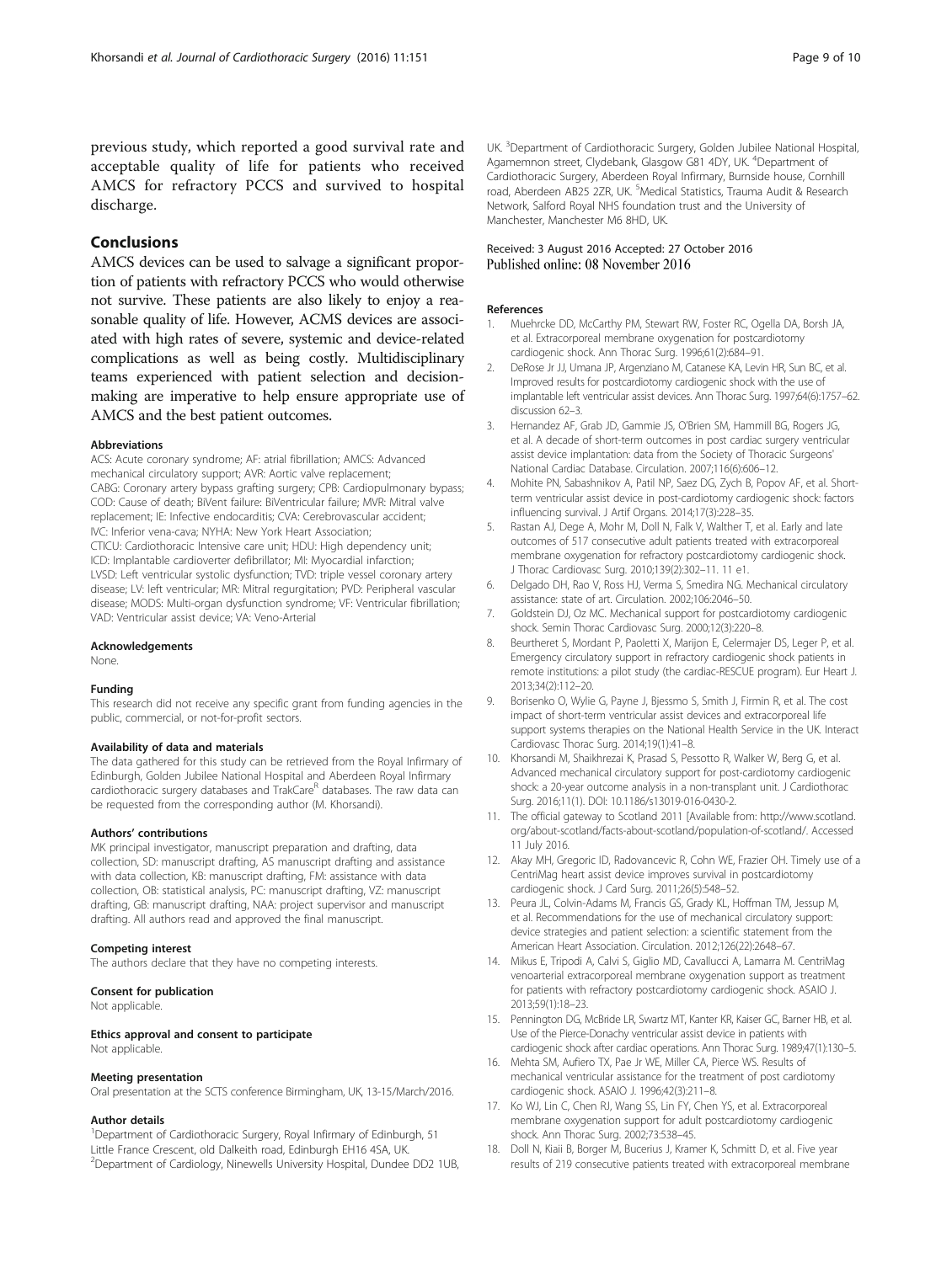previous study, which reported a good survival rate and acceptable quality of life for patients who received AMCS for refractory PCCS and survived to hospital discharge.

## Conclusions

AMCS devices can be used to salvage a significant proportion of patients with refractory PCCS who would otherwise not survive. These patients are also likely to enjoy a reasonable quality of life. However, ACMS devices are associated with high rates of severe, systemic and device-related complications as well as being costly. Multidisciplinary teams experienced with patient selection and decision-making are imperative to help ensure appropriate use of AMCS and the best patient outcomes.

#### Abbreviations

ACS: Acute coronary syndrome; AF: atrial fibrillation; AMCS: Advanced mechanical circulatory support; AVR: Aortic valve replacement; CABG: Coronary artery bypass grafting surgery; CPB: Cardiopulmonary bypass; COD: Cause of death; BiVent failure: BiVentricular failure; MVR: Mitral valve replacement; IE: Infective endocarditis; CVA: Cerebrovascular accident; IVC: Inferior vena-cava; NYHA: New York Heart Association; CTICU: Cardiothoracic Intensive care unit; HDU: High dependency unit; ICD: Implantable cardioverter defibrillator; MI: Myocardial infarction; LVSD: Left ventricular systolic dysfunction; TVD: triple vessel coronary artery disease; LV: left ventricular; MR: Mitral regurgitation; PVD: Peripheral vascular disease; MODS: Multi-organ dysfunction syndrome; VF: Ventricular fibrillation; VAD: Ventricular assist device; VA: Veno-Arterial

#### Acknowledgements

None.

#### Funding

This research did not receive any specific grant from funding agencies in the public, commercial, or not-for-profit sectors.

#### Availability of data and materials

The data gathered for this study can be retrieved from the Royal Infirmary of Edinburgh, Golden Jubilee National Hospital and Aberdeen Royal Infirmary cardiothoracic surgery databases and TrakCare[R] databases. The raw data can be requested from the corresponding author (M. Khorsandi).

#### Authors' contributions

MK principal investigator, manuscript preparation and drafting, data collection, SD: manuscript drafting, AS manuscript drafting and assistance with data collection, KB: manuscript drafting, FM: assistance with data collection, OB: statistical analysis, PC: manuscript drafting, VZ: manuscript drafting, GB: manuscript drafting, NAA: project supervisor and manuscript drafting. All authors read and approved the final manuscript.

#### Competing interest

The authors declare that they have no competing interests.

#### Consent for publication

Not applicable.

#### Ethics approval and consent to participate

Not applicable.

#### Meeting presentation

Oral presentation at the SCTS conference Birmingham, UK, 13-15/March/2016.

#### Author details

[1]Department of Cardiothoracic Surgery, Royal Infirmary of Edinburgh, 51 Little France Crescent, old Dalkeith road, Edinburgh EH16 4SA, UK. [2]Department of Cardiology, Ninewells University Hospital, Dundee DD2 1UB, UK. [3]Department of Cardiothoracic Surgery, Golden Jubilee National Hospital, Agamemnon street, Clydebank, Glasgow G81 4DY, UK. [4]Department of Cardiothoracic Surgery, Aberdeen Royal Infirmary, Burnside house, Cornhill road, Aberdeen AB25 2ZR, UK. [5]Medical Statistics, Trauma Audit & Research Network, Salford Royal NHS foundation trust and the University of Manchester, Manchester M6 8HD, UK.

Received: 3 August 2016 Accepted: 27 October 2016
Published online: 08 November 2016

#### References

1. Muehrcke DD, McCarthy PM, Stewart RW, Foster RC, Ogella DA, Borsh JA, et al. Extracorporeal membrane oxygenation for postcardiotomy cardiogenic shock. Ann Thorac Surg. 1996;61(2):684–91.
2. DeRose Jr JJ, Umana JP, Argenziano M, Catanese KA, Levin HR, Sun BC, et al. Improved results for postcardiotomy cardiogenic shock with the use of implantable left ventricular assist devices. Ann Thorac Surg. 1997;64(6):1757–62. discussion 62–3.
3. Hernandez AF, Grab JD, Gammie JS, O'Brien SM, Hammill BG, Rogers JG, et al. A decade of short-term outcomes in post cardiac surgery ventricular assist device implantation: data from the Society of Thoracic Surgeons' National Cardiac Database. Circulation. 2007;116(6):606–12.
4. Mohite PN, Sabashnikov A, Patil NP, Saez DG, Zych B, Popov AF, et al. Short-term ventricular assist device in post-cardiotomy cardiogenic shock: factors influencing survival. J Artif Organs. 2014;17(3):228–35.
5. Rastan AJ, Dege A, Mohr M, Doll N, Falk V, Walther T, et al. Early and late outcomes of 517 consecutive adult patients treated with extracorporeal membrane oxygenation for refractory postcardiotomy cardiogenic shock. J Thorac Cardiovasc Surg. 2010;139(2):302–11. 11 e1.
6. Delgado DH, Rao V, Ross HJ, Verma S, Smedira NG. Mechanical circulatory assistance: state of art. Circulation. 2002;106:2046–50.
7. Goldstein DJ, Oz MC. Mechanical support for postcardiotomy cardiogenic shock. Semin Thorac Cardiovasc Surg. 2000;12(3):220–8.
8. Beurtheret S, Mordant P, Paoletti X, Marijon E, Celermajer DS, Leger P, et al. Emergency circulatory support in refractory cardiogenic shock patients in remote institutions: a pilot study (the cardiac-RESCUE program). Eur Heart J. 2013;34(2):112–20.
9. Borisenko O, Wylie G, Payne J, Bjessmo S, Smith J, Firmin R, et al. The cost impact of short-term ventricular assist devices and extracorporeal life support systems therapies on the National Health Service in the UK. Interact Cardiovasc Thorac Surg. 2014;19(1):41–8.
10. Khorsandi M, Shaikhrezai K, Prasad S, Pessotto R, Walker W, Berg G, et al. Advanced mechanical circulatory support for post-cardiotomy cardiogenic shock: a 20-year outcome analysis in a non-transplant unit. J Cardiothorac Surg. 2016;11(1). DOI: 10.1186/s13019-016-0430-2.
11. The official gateway to Scotland 2011 [Available from: http://www.scotland.org/about-scotland/facts-about-scotland/population-of-scotland/. Accessed 11 July 2016.
12. Akay MH, Gregoric ID, Radovancevic R, Cohn WE, Frazier OH. Timely use of a CentriMag heart assist device improves survival in postcardiotomy cardiogenic shock. J Card Surg. 2011;26(5):548–52.
13. Peura JL, Colvin-Adams M, Francis GS, Grady KL, Hoffman TM, Jessup M, et al. Recommendations for the use of mechanical circulatory support: device strategies and patient selection: a scientific statement from the American Heart Association. Circulation. 2012;126(22):2648–67.
14. Mikus E, Tripodi A, Calvi S, Giglio MD, Cavallucci A, Lamarra M. CentriMag venoarterial extracorporeal membrane oxygenation support as treatment for patients with refractory postcardiotomy cardiogenic shock. ASAIO J. 2013;59(1):18–23.
15. Pennington DG, McBride LR, Swartz MT, Kanter KR, Kaiser GC, Barner HB, et al. Use of the Pierce-Donachy ventricular assist device in patients with cardiogenic shock after cardiac operations. Ann Thorac Surg. 1989;47(1):130–5.
16. Mehta SM, Aufiero TX, Pae Jr WE, Miller CA, Pierce WS. Results of mechanical ventricular assistance for the treatment of post cardiotomy cardiogenic shock. ASAIO J. 1996;42(3):211–8.
17. Ko WJ, Lin C, Chen RJ, Wang SS, Lin FY, Chen YS, et al. Extracorporeal membrane oxygenation support for adult postcardiotomy cardiogenic shock. Ann Thorac Surg. 2002;73:538–45.
18. Doll N, Kiaii B, Borger M, Bucerius J, Kramer K, Schmitt D, et al. Five year results of 219 consecutive patients treated with extracorporeal membrane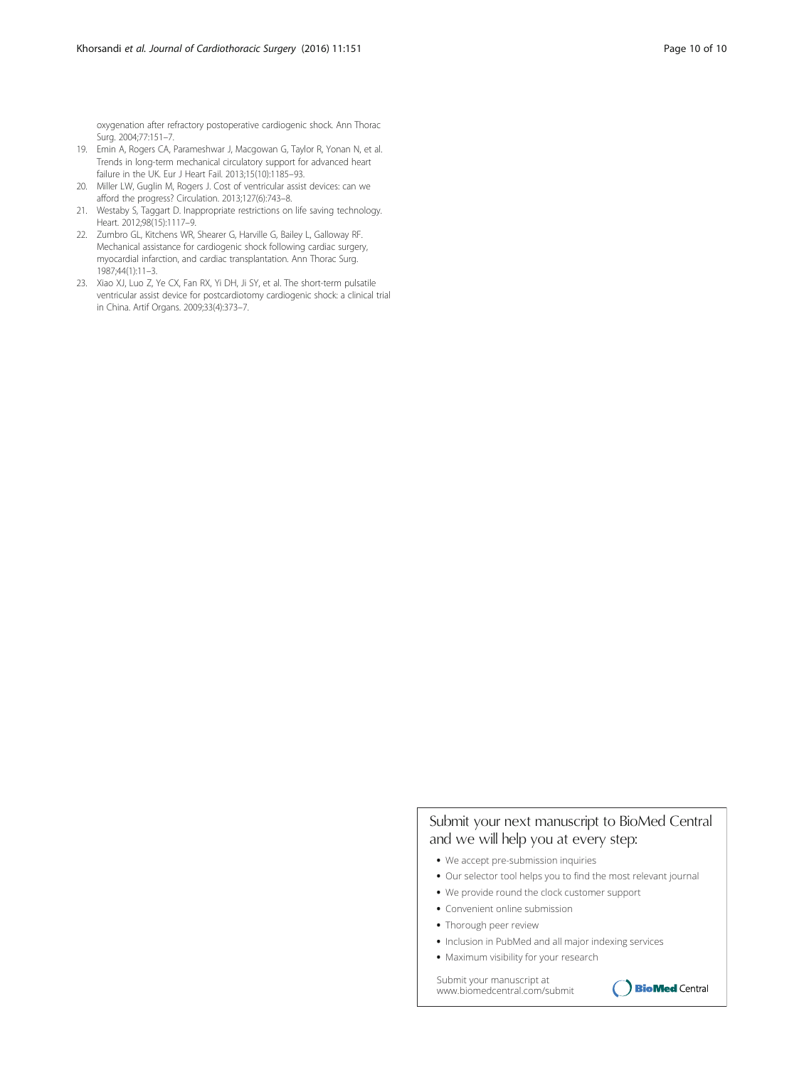oxygenation after refractory postoperative cardiogenic shock. Ann Thorac Surg. 2004;77:151–7.

19. Emin A, Rogers CA, Parameshwar J, Macgowan G, Taylor R, Yonan N, et al. Trends in long-term mechanical circulatory support for advanced heart failure in the UK. Eur J Heart Fail. 2013;15(10):1185–93.
20. Miller LW, Guglin M, Rogers J. Cost of ventricular assist devices: can we afford the progress? Circulation. 2013;127(6):743–8.
21. Westaby S, Taggart D. Inappropriate restrictions on life saving technology. Heart. 2012;98(15):1117–9.
22. Zumbro GL, Kitchens WR, Shearer G, Harville G, Bailey L, Galloway RF. Mechanical assistance for cardiogenic shock following cardiac surgery, myocardial infarction, and cardiac transplantation. Ann Thorac Surg. 1987;44(1):11–3.
23. Xiao XJ, Luo Z, Ye CX, Fan RX, Yi DH, Ji SY, et al. The short-term pulsatile ventricular assist device for postcardiotomy cardiogenic shock: a clinical trial in China. Artif Organs. 2009;33(4):373–7.

Submit your next manuscript to BioMed Central and we will help you at every step:

- We accept pre-submission inquiries
- Our selector tool helps you to find the most relevant journal
- We provide round the clock customer support
- Convenient online submission
- Thorough peer review
- Inclusion in PubMed and all major indexing services
- Maximum visibility for your research

Submit your manuscript at www.biomedcentral.com/submit

BioMed Central